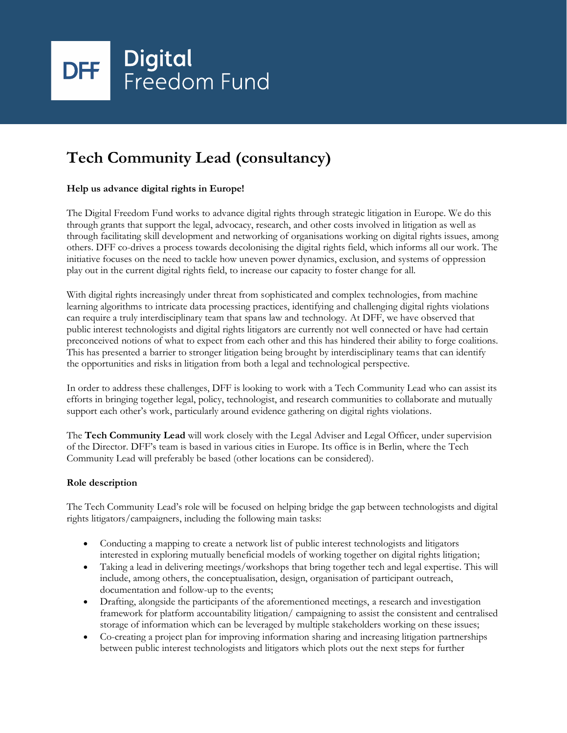DFF Digital Freedom Fund

# Tech Community Lead (consultancy)

**Help us advance digital rights in Europe!**

The Digital Freedom Fund works to advance digital rights through strategic litigation in Europe. We do this through grants that support the legal, advocacy, research, and other costs involved in litigation as well as through facilitating skill development and networking of organisations working on digital rights issues, among others. DFF co-drives a process towards decolonising the digital rights field, which informs all our work. The initiative focuses on the need to tackle how uneven power dynamics, exclusion, and systems of oppression play out in the current digital rights field, to increase our capacity to foster change for all.

With digital rights increasingly under threat from sophisticated and complex technologies, from machine learning algorithms to intricate data processing practices, identifying and challenging digital rights violations can require a truly interdisciplinary team that spans law and technology. At DFF, we have observed that public interest technologists and digital rights litigators are currently not well connected or have had certain preconceived notions of what to expect from each other and this has hindered their ability to forge coalitions. This has presented a barrier to stronger litigation being brought by interdisciplinary teams that can identify the opportunities and risks in litigation from both a legal and technological perspective.

In order to address these challenges, DFF is looking to work with a Tech Community Lead who can assist its efforts in bringing together legal, policy, technologist, and research communities to collaborate and mutually support each other's work, particularly around evidence gathering on digital rights violations.

The **Tech Community Lead** will work closely with the Legal Adviser and Legal Officer, under supervision of the Director. DFF's team is based in various cities in Europe. Its office is in Berlin, where the Tech Community Lead will preferably be based (other locations can be considered).

**Role description**

The Tech Community Lead's role will be focused on helping bridge the gap between technologists and digital rights litigators/campaigners, including the following main tasks:

- Conducting a mapping to create a network list of public interest technologists and litigators interested in exploring mutually beneficial models of working together on digital rights litigation;
- Taking a lead in delivering meetings/workshops that bring together tech and legal expertise. This will include, among others, the conceptualisation, design, organisation of participant outreach, documentation and follow-up to the events;
- Drafting, alongside the participants of the aforementioned meetings, a research and investigation framework for platform accountability litigation/ campaigning to assist the consistent and centralised storage of information which can be leveraged by multiple stakeholders working on these issues;
- Co-creating a project plan for improving information sharing and increasing litigation partnerships between public interest technologists and litigators which plots out the next steps for further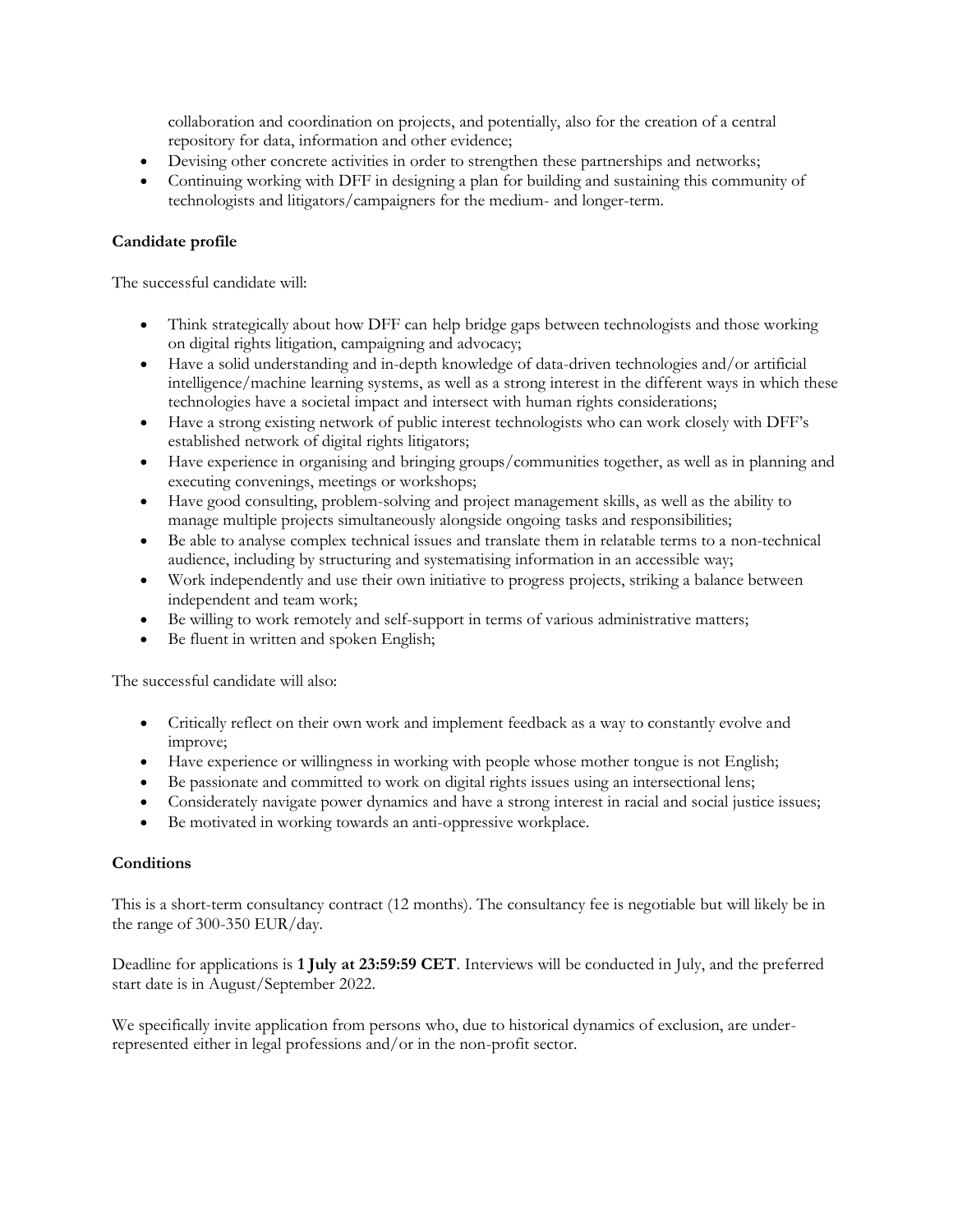collaboration and coordination on projects, and potentially, also for the creation of a central repository for data, information and other evidence;
- Devising other concrete activities in order to strengthen these partnerships and networks;
- Continuing working with DFF in designing a plan for building and sustaining this community of technologists and litigators/campaigners for the medium- and longer-term.

**Candidate profile**

The successful candidate will:

- Think strategically about how DFF can help bridge gaps between technologists and those working on digital rights litigation, campaigning and advocacy;
- Have a solid understanding and in-depth knowledge of data-driven technologies and/or artificial intelligence/machine learning systems, as well as a strong interest in the different ways in which these technologies have a societal impact and intersect with human rights considerations;
- Have a strong existing network of public interest technologists who can work closely with DFF's established network of digital rights litigators;
- Have experience in organising and bringing groups/communities together, as well as in planning and executing convenings, meetings or workshops;
- Have good consulting, problem-solving and project management skills, as well as the ability to manage multiple projects simultaneously alongside ongoing tasks and responsibilities;
- Be able to analyse complex technical issues and translate them in relatable terms to a non-technical audience, including by structuring and systematising information in an accessible way;
- Work independently and use their own initiative to progress projects, striking a balance between independent and team work;
- Be willing to work remotely and self-support in terms of various administrative matters;
- Be fluent in written and spoken English;

The successful candidate will also:

- Critically reflect on their own work and implement feedback as a way to constantly evolve and improve;
- Have experience or willingness in working with people whose mother tongue is not English;
- Be passionate and committed to work on digital rights issues using an intersectional lens;
- Considerately navigate power dynamics and have a strong interest in racial and social justice issues;
- Be motivated in working towards an anti-oppressive workplace.

**Conditions**

This is a short-term consultancy contract (12 months). The consultancy fee is negotiable but will likely be in the range of 300-350 EUR/day.

Deadline for applications is **1 July at 23:59:59 CET**. Interviews will be conducted in July, and the preferred start date is in August/September 2022.

We specifically invite application from persons who, due to historical dynamics of exclusion, are under-represented either in legal professions and/or in the non-profit sector.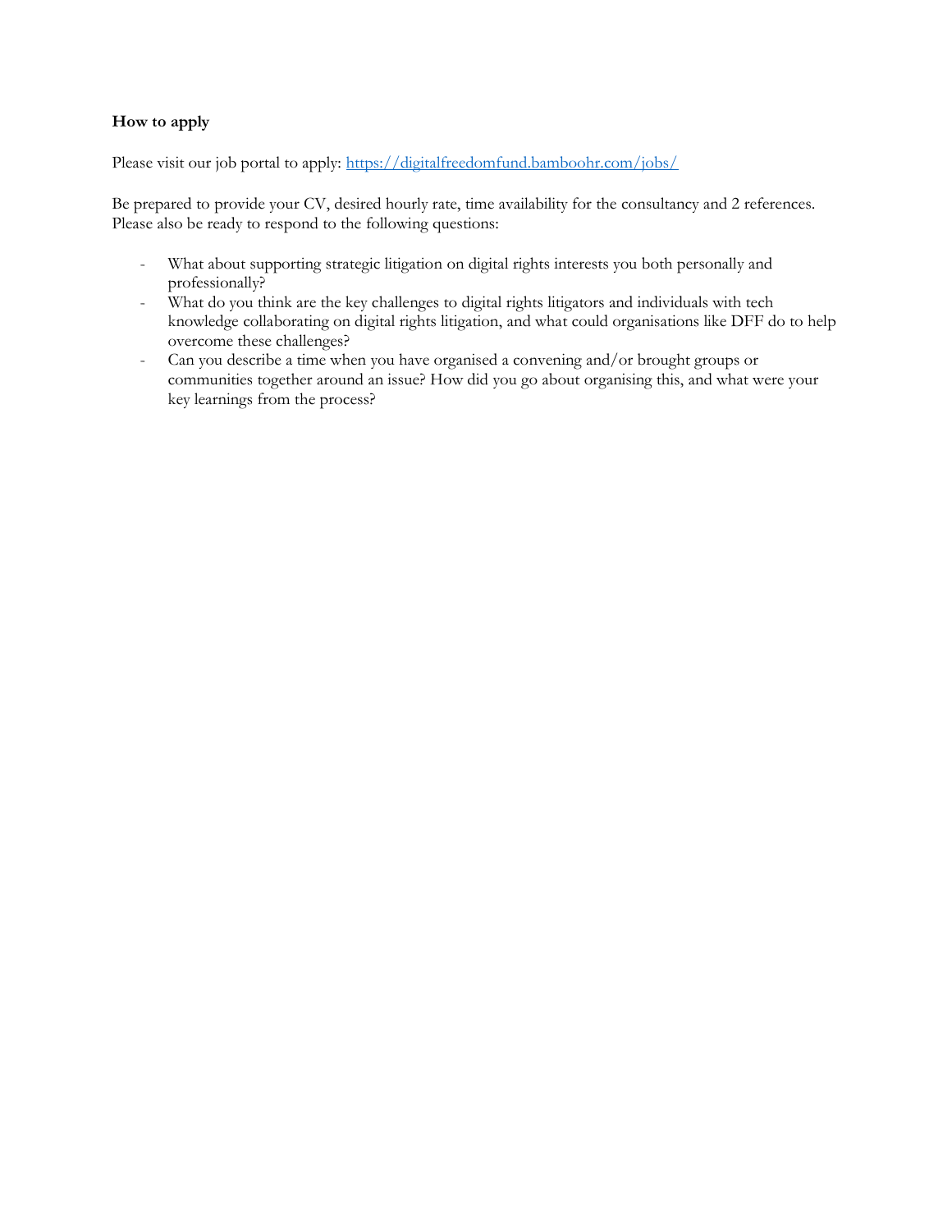**How to apply**

Please visit our job portal to apply: [https://digitalfreedomfund.bamboohr.com/jobs/](https://digitalfreedomfund.bamboohr.com/jobs/)

Be prepared to provide your CV, desired hourly rate, time availability for the consultancy and 2 references. Please also be ready to respond to the following questions:

- What about supporting strategic litigation on digital rights interests you both personally and professionally?
- What do you think are the key challenges to digital rights litigators and individuals with tech knowledge collaborating on digital rights litigation, and what could organisations like DFF do to help overcome these challenges?
- Can you describe a time when you have organised a convening and/or brought groups or communities together around an issue? How did you go about organising this, and what were your key learnings from the process?